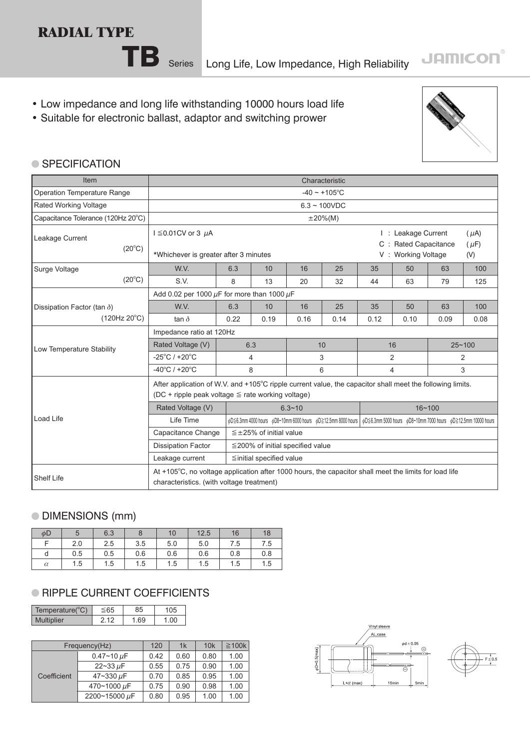# RADIAL TYPE

## TB Series Long Life, Low Impedance, High Reliability

JAMICON®

- Low impedance and long life withstanding 10000 hours load life
- Suitable for electronic ballast, adaptor and switching prower

### SPECIFICATION

| Item | Characteristic | | | | | | | | |
|---|---|---|---|---|---|---|---|---|---|
| Operation Temperature Range | -40 ~ +105°C | | | | | | | | |
| Rated Working Voltage | 6.3 ~ 100VDC | | | | | | | | |
| Capacitance Tolerance (120Hz 20°C) | ±20%(M) | | | | | | | | |
| Leakage Current (20°C) | I ≦0.01CV or 3 μA *Whichever is greater after 3 minutes | | | | | | I : Leakage Current (μA) C : Rated Capacitance (μF) V : Working Voltage (V) | | |
| Surge Voltage (20°C) | W.V. | 6.3 | 10 | 16 | 25 | 35 | 50 | 63 | 100 |
| | S.V. | 8 | 13 | 20 | 32 | 44 | 63 | 79 | 125 |
| Dissipation Factor (tan δ) (120Hz 20°C) | Add 0.02 per 1000 μF for more than 1000 μF | | | | | | | | |
| | W.V. | 6.3 | 10 | 16 | 25 | 35 | 50 | 63 | 100 |
| | tan δ | 0.22 | 0.19 | 0.16 | 0.14 | 0.12 | 0.10 | 0.09 | 0.08 |
| Low Temperature Stability | Impedance ratio at 120Hz | | | | | | | | |
| | Rated Voltage (V) | 6.3 | | 10 | | 16 | | 25~100 | |
| | -25°C / +20°C | 4 | | 3 | | 2 | | 2 | |
| | -40°C / +20°C | 8 | | 6 | | 4 | | 3 | |
| Load Life | After application of W.V. and +105°C ripple current value, the capacitor shall meet the following limits. (DC + ripple peak voltage ≦ rate working voltage) | | | | | | | | |
| | Rated Voltage (V) | 6.3~10 | | | | 16~100 | | | |
| | Life Time | φD≦6.3mm 4000 hours φD8~10mm 6000 hours φD≧12.5mm 8000 hours | | | | φD≦6.3mm 5000 hours φD8~10mm 7000 hours φD≧12.5mm 10000 hours | | | |
| | Capacitance Change | ≦±25% of initial value | | | | | | | |
| | Dissipation Factor | ≦200% of initial specified value | | | | | | | |
| | Leakage current | ≦initial specified value | | | | | | | |
| Shelf Life | At +105°C, no voltage application after 1000 hours, the capacitor shall meet the limits for load life characteristics. (with voltage treatment) | | | | | | | | |

### DIMENSIONS (mm)

| φD | 5 | 6.3 | 8 | 10 | 12.5 | 16 | 18 |
|---|---|---|---|---|---|---|---|
| F | 2.0 | 2.5 | 3.5 | 5.0 | 5.0 | 7.5 | 7.5 |
| d | 0.5 | 0.5 | 0.6 | 0.6 | 0.6 | 0.8 | 0.8 |
| α | 1.5 | 1.5 | 1.5 | 1.5 | 1.5 | 1.5 | 1.5 |

### RIPPLE CURRENT COEFFICIENTS

| Temperature(°C) | ≦65 | 85 | 105 |
|---|---|---|---|
| Multiplier | 2.12 | 1.69 | 1.00 |

| Frequency(Hz) | | 120 | 1k | 10k | ≧100k |
|---|---|---|---|---|---|
| Coefficient | 0.47~10 μF | 0.42 | 0.60 | 0.80 | 1.00 |
| | 22~33 μF | 0.55 | 0.75 | 0.90 | 1.00 |
| | 47~330 μF | 0.70 | 0.85 | 0.95 | 1.00 |
| | 470~1000 μF | 0.75 | 0.90 | 0.98 | 1.00 |
| | 2200~15000 μF | 0.80 | 0.95 | 1.00 | 1.00 |

Vinyl sleeve
AL.case
φd ± 0.05
φD+0.5(max)
L+α (max) 15min 5min
F ± 0.5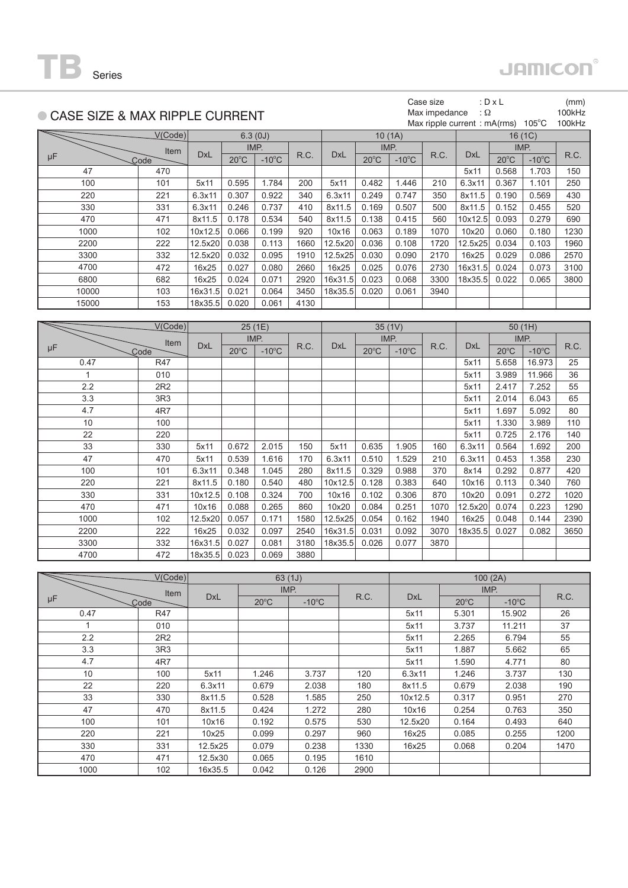# TB Series

JAMICON

## CASE SIZE & MAX RIPPLE CURRENT

Case size : D x L (mm)
Max impedance : Ω 100kHz
Max ripple current : mA(rms) 105°C 100kHz

| μF | V(Code) / Item / Code | 6.3 (0J) DxL | IMP. 20°C | IMP. -10°C | R.C. | 10 (1A) DxL | IMP. 20°C | IMP. -10°C | R.C. | 16 (1C) DxL | IMP. 20°C | IMP. -10°C | R.C. |
|---|---|---|---|---|---|---|---|---|---|---|---|---|---|
| 47 | 470 | | | | | | | | | 5x11 | 0.568 | 1.703 | 150 |
| 100 | 101 | 5x11 | 0.595 | 1.784 | 200 | 5x11 | 0.482 | 1.446 | 210 | 6.3x11 | 0.367 | 1.101 | 250 |
| 220 | 221 | 6.3x11 | 0.307 | 0.922 | 340 | 6.3x11 | 0.249 | 0.747 | 350 | 8x11.5 | 0.190 | 0.569 | 430 |
| 330 | 331 | 6.3x11 | 0.246 | 0.737 | 410 | 8x11.5 | 0.169 | 0.507 | 500 | 8x11.5 | 0.152 | 0.455 | 520 |
| 470 | 471 | 8x11.5 | 0.178 | 0.534 | 540 | 8x11.5 | 0.138 | 0.415 | 560 | 10x12.5 | 0.093 | 0.279 | 690 |
| 1000 | 102 | 10x12.5 | 0.066 | 0.199 | 920 | 10x16 | 0.063 | 0.189 | 1070 | 10x20 | 0.060 | 0.180 | 1230 |
| 2200 | 222 | 12.5x20 | 0.038 | 0.113 | 1660 | 12.5x20 | 0.036 | 0.108 | 1720 | 12.5x25 | 0.034 | 0.103 | 1960 |
| 3300 | 332 | 12.5x20 | 0.032 | 0.095 | 1910 | 12.5x25 | 0.030 | 0.090 | 2170 | 16x25 | 0.029 | 0.086 | 2570 |
| 4700 | 472 | 16x25 | 0.027 | 0.080 | 2660 | 16x25 | 0.025 | 0.076 | 2730 | 16x31.5 | 0.024 | 0.073 | 3100 |
| 6800 | 682 | 16x25 | 0.024 | 0.071 | 2920 | 16x31.5 | 0.023 | 0.068 | 3300 | 18x35.5 | 0.022 | 0.065 | 3800 |
| 10000 | 103 | 16x31.5 | 0.021 | 0.064 | 3450 | 18x35.5 | 0.020 | 0.061 | 3940 | | | | |
| 15000 | 153 | 18x35.5 | 0.020 | 0.061 | 4130 | | | | | | | | |

| μF | V(Code) / Item / Code | 25 (1E) DxL | IMP. 20°C | IMP. -10°C | R.C. | 35 (1V) DxL | IMP. 20°C | IMP. -10°C | R.C. | 50 (1H) DxL | IMP. 20°C | IMP. -10°C | R.C. |
|---|---|---|---|---|---|---|---|---|---|---|---|---|---|
| 0.47 | R47 | | | | | | | | | 5x11 | 5.658 | 16.973 | 25 |
| 1 | 010 | | | | | | | | | 5x11 | 3.989 | 11.966 | 36 |
| 2.2 | 2R2 | | | | | | | | | 5x11 | 2.417 | 7.252 | 55 |
| 3.3 | 3R3 | | | | | | | | | 5x11 | 2.014 | 6.043 | 65 |
| 4.7 | 4R7 | | | | | | | | | 5x11 | 1.697 | 5.092 | 80 |
| 10 | 100 | | | | | | | | | 5x11 | 1.330 | 3.989 | 110 |
| 22 | 220 | | | | | | | | | 5x11 | 0.725 | 2.176 | 140 |
| 33 | 330 | 5x11 | 0.672 | 2.015 | 150 | 5x11 | 0.635 | 1.905 | 160 | 6.3x11 | 0.564 | 1.692 | 200 |
| 47 | 470 | 5x11 | 0.539 | 1.616 | 170 | 6.3x11 | 0.510 | 1.529 | 210 | 6.3x11 | 0.453 | 1.358 | 230 |
| 100 | 101 | 6.3x11 | 0.348 | 1.045 | 280 | 8x11.5 | 0.329 | 0.988 | 370 | 8x14 | 0.292 | 0.877 | 420 |
| 220 | 221 | 8x11.5 | 0.180 | 0.540 | 480 | 10x12.5 | 0.128 | 0.383 | 640 | 10x16 | 0.113 | 0.340 | 760 |
| 330 | 331 | 10x12.5 | 0.108 | 0.324 | 700 | 10x16 | 0.102 | 0.306 | 870 | 10x20 | 0.091 | 0.272 | 1020 |
| 470 | 471 | 10x16 | 0.088 | 0.265 | 860 | 10x20 | 0.084 | 0.251 | 1070 | 12.5x20 | 0.074 | 0.223 | 1290 |
| 1000 | 102 | 12.5x20 | 0.057 | 0.171 | 1580 | 12.5x25 | 0.054 | 0.162 | 1940 | 16x25 | 0.048 | 0.144 | 2390 |
| 2200 | 222 | 16x25 | 0.032 | 0.097 | 2540 | 16x31.5 | 0.031 | 0.092 | 3070 | 18x35.5 | 0.027 | 0.082 | 3650 |
| 3300 | 332 | 16x31.5 | 0.027 | 0.081 | 3180 | 18x35.5 | 0.026 | 0.077 | 3870 | | | | |
| 4700 | 472 | 18x35.5 | 0.023 | 0.069 | 3880 | | | | | | | | |

| μF | V(Code) / Item / Code | 63 (1J) DxL | IMP. 20°C | IMP. -10°C | R.C. | 100 (2A) DxL | IMP. 20°C | IMP. -10°C | R.C. |
|---|---|---|---|---|---|---|---|---|---|
| 0.47 | R47 | | | | | 5x11 | 5.301 | 15.902 | 26 |
| 1 | 010 | | | | | 5x11 | 3.737 | 11.211 | 37 |
| 2.2 | 2R2 | | | | | 5x11 | 2.265 | 6.794 | 55 |
| 3.3 | 3R3 | | | | | 5x11 | 1.887 | 5.662 | 65 |
| 4.7 | 4R7 | | | | | 5x11 | 1.590 | 4.771 | 80 |
| 10 | 100 | 5x11 | 1.246 | 3.737 | 120 | 6.3x11 | 1.246 | 3.737 | 130 |
| 22 | 220 | 6.3x11 | 0.679 | 2.038 | 180 | 8x11.5 | 0.679 | 2.038 | 190 |
| 33 | 330 | 8x11.5 | 0.528 | 1.585 | 250 | 10x12.5 | 0.317 | 0.951 | 270 |
| 47 | 470 | 8x11.5 | 0.424 | 1.272 | 280 | 10x16 | 0.254 | 0.763 | 350 |
| 100 | 101 | 10x16 | 0.192 | 0.575 | 530 | 12.5x20 | 0.164 | 0.493 | 640 |
| 220 | 221 | 10x25 | 0.099 | 0.297 | 960 | 16x25 | 0.085 | 0.255 | 1200 |
| 330 | 331 | 12.5x25 | 0.079 | 0.238 | 1330 | 16x25 | 0.068 | 0.204 | 1470 |
| 470 | 471 | 12.5x30 | 0.065 | 0.195 | 1610 | | | | |
| 1000 | 102 | 16x35.5 | 0.042 | 0.126 | 2900 | | | | |